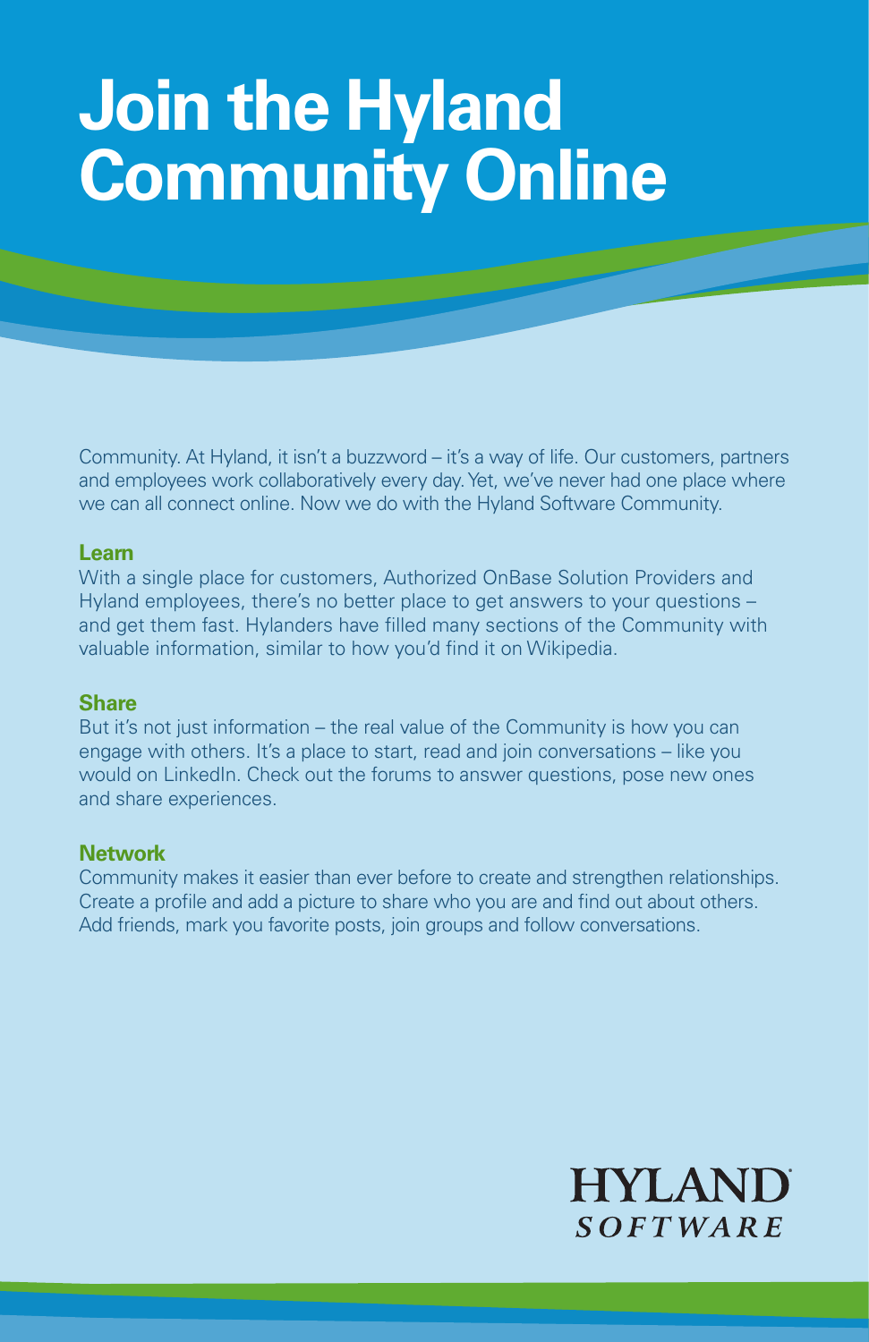# Join the Hyland Community Online

Community. At Hyland, it isn't a buzzword – it's a way of life. Our customers, partners and employees work collaboratively every day. Yet, we've never had one place where we can all connect online. Now we do with the Hyland Software Community.

**Learn**

With a single place for customers, Authorized OnBase Solution Providers and Hyland employees, there's no better place to get answers to your questions – and get them fast. Hylanders have filled many sections of the Community with valuable information, similar to how you'd find it on Wikipedia.

**Share**

But it's not just information – the real value of the Community is how you can engage with others. It's a place to start, read and join conversations – like you would on LinkedIn. Check out the forums to answer questions, pose new ones and share experiences.

**Network**

Community makes it easier than ever before to create and strengthen relationships. Create a profile and add a picture to share who you are and find out about others. Add friends, mark you favorite posts, join groups and follow conversations.

HYLAND SOFTWARE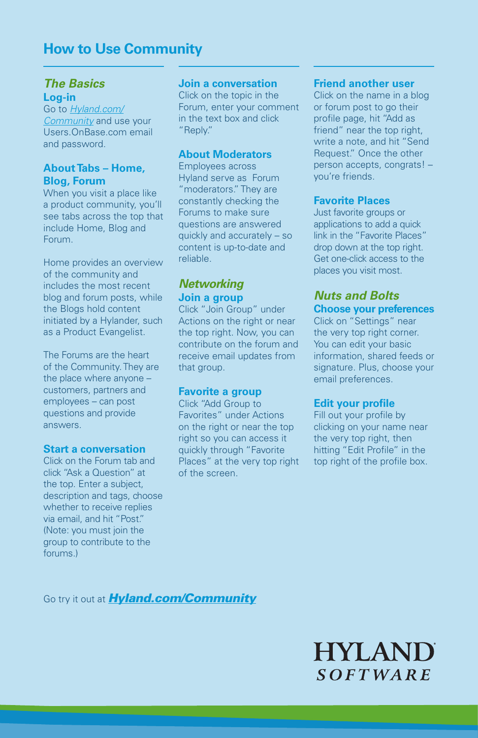# How to Use Community

## *The Basics*

### Log-in

Go to *Hyland.com/Community* and use your Users.OnBase.com email and password.

### About Tabs – Home, Blog, Forum

When you visit a place like a product community, you'll see tabs across the top that include Home, Blog and Forum.

Home provides an overview of the community and includes the most recent blog and forum posts, while the Blogs hold content initiated by a Hylander, such as a Product Evangelist.

The Forums are the heart of the Community. They are the place where anyone – customers, partners and employees – can post questions and provide answers.

### Start a conversation

Click on the Forum tab and click "Ask a Question" at the top. Enter a subject, description and tags, choose whether to receive replies via email, and hit "Post." (Note: you must join the group to contribute to the forums.)

### Join a conversation

Click on the topic in the Forum, enter your comment in the text box and click "Reply."

### About Moderators

Employees across Hyland serve as Forum "moderators." They are constantly checking the Forums to make sure questions are answered quickly and accurately – so content is up-to-date and reliable.

## *Networking*

### Join a group

Click "Join Group" under Actions on the right or near the top right. Now, you can contribute on the forum and receive email updates from that group.

### Favorite a group

Click "Add Group to Favorites" under Actions on the right or near the top right so you can access it quickly through "Favorite Places" at the very top right of the screen.

### Friend another user

Click on the name in a blog or forum post to go their profile page, hit "Add as friend" near the top right, write a note, and hit "Send Request." Once the other person accepts, congrats! – you're friends.

### Favorite Places

Just favorite groups or applications to add a quick link in the "Favorite Places" drop down at the top right. Get one-click access to the places you visit most.

## *Nuts and Bolts*

### Choose your preferences

Click on "Settings" near the very top right corner. You can edit your basic information, shared feeds or signature. Plus, choose your email preferences.

### Edit your profile

Fill out your profile by clicking on your name near the very top right, then hitting "Edit Profile" in the top right of the profile box.

Go try it out at ***Hyland.com/Community***

HYLAND SOFTWARE